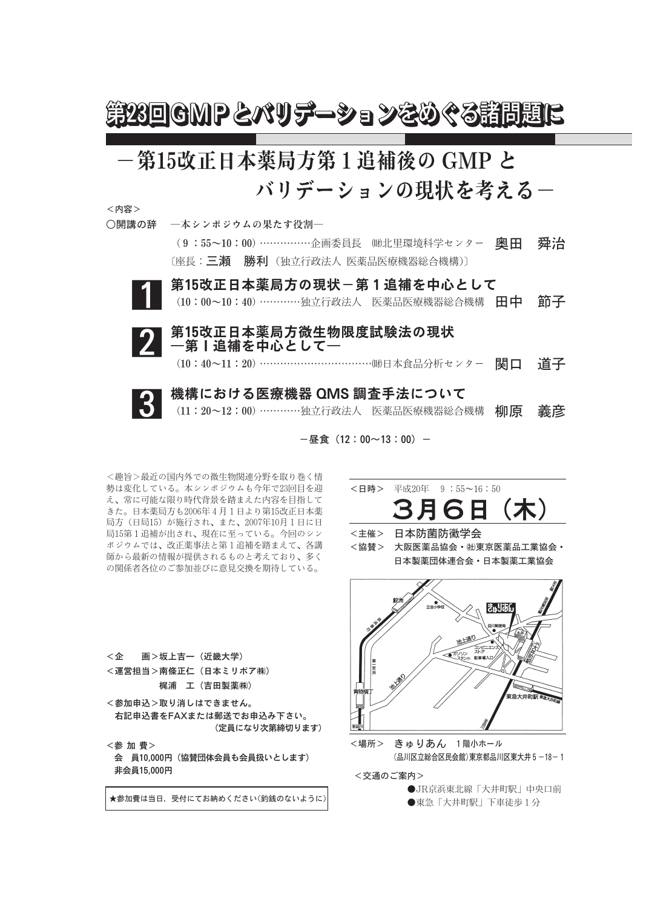# 第23回GMPとバリデーションをめぐる諸問題に

## －第15改正日本薬局方第１追補後の GMP と バリデーションの現状を考える－

＜内容＞

○開講の辞　―本シンポジウムの果たす役割―

（９：55～10：00）……………企画委員長　㈶北里環境科学センター　**奥田　舜治**

〔座長：**三瀬　勝利**（独立行政法人 医薬品医療機器総合機構）〕

**1　第15改正日本薬局方の現状－第１追補を中心として**

（10：00～10：40）…………独立行政法人　医薬品医療機器総合機構　**田中　節子**

**2　第15改正日本薬局方微生物限度試験法の現状 ―第Ⅰ追補を中心として―**

（10：40～11：20）……………………………㈶日本食品分析センター　**関口　道子**

**3　機構における医療機器 QMS 調査手法について**

（11：20～12：00）…………独立行政法人　医薬品医療機器総合機構　**柳原　義彦**

－昼食（12：00～13：00）－

＜趣旨＞最近の国内外での微生物関連分野を取り巻く情勢は変化している。本シンポジウムも今年で23回目を迎え、常に可能な限り時代背景を踏まえた内容を目指してきた。日本薬局方も2006年４月１日より第15改正日本薬局方（日局15）が施行され、また、2007年10月１日に日局15第１追補が出され、現在に至っている。今回のシンポジウムでは、改正薬事法と第１追補を踏まえて、各講師から最新の情報が提供されるものと考えており、多くの関係者各位のご参加並びに意見交換を期待している。

＜企　　画＞坂上吉一（近畿大学）

＜運営担当＞南條正仁（日本ミリポア㈱）

梶浦　工（吉田製薬㈱）

＜参加申込＞取り消しはできません。

右記申込書をFAXまたは郵送でお申込み下さい。

（定員になり次第締切ります）

＜参 加 費＞

会　員10,000円（協賛団体会員も会員扱いとします）

非会員15,000円

★参加費は当日，受付にてお納めください（釣銭のないように）

＜日時＞　平成20年　９：55～16：50

**３月６日（木）**

＜主催＞　日本防菌防黴学会

＜協賛＞　大阪医薬品協会・㈳東京医薬品工業協会・日本製薬団体連合会・日本製薬工業協会

＜場所＞　きゅりあん　１階小ホール

（品川区立総合区民会館）東京都品川区東大井５－18－１

＜交通のご案内＞

●JR京浜東北線「大井町駅」中央口前

●東急「大井町駅」下車徒歩１分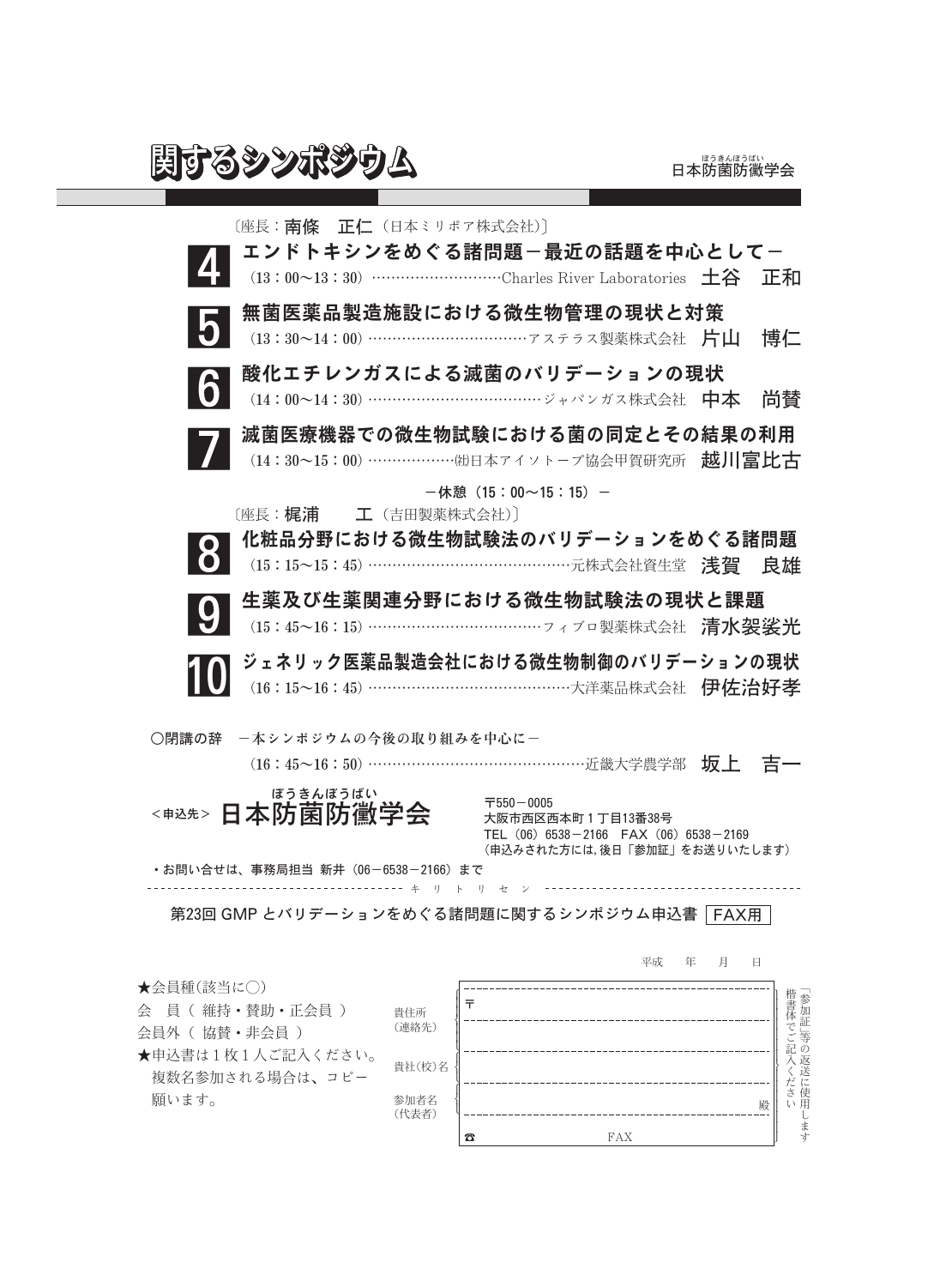# 関するシンポジウム

日本防菌防黴学会

〔座長：南條　正仁（日本ミリポア株式会社）〕

**4** **エンドトキシンをめぐる諸問題－最近の話題を中心として－**
（13：00～13：30）………………………Charles River Laboratories　土谷　正和

**5** **無菌医薬品製造施設における微生物管理の現状と対策**
（13：30～14：00）……………………………アステラス製薬株式会社　片山　博仁

**6** **酸化エチレンガスによる滅菌のバリデーションの現状**
（14：00～14：30）………………………………ジャパンガス株式会社　中本　尚賛

**7** **滅菌医療機器での微生物試験における菌の同定とその結果の利用**
（14：30～15：00）………………㈳日本アイソトープ協会甲賀研究所　越川富比古

－休憩（15：00～15：15）－

〔座長：梶浦　　工（吉田製薬株式会社）〕

**8** **化粧品分野における微生物試験法のバリデーションをめぐる諸問題**
（15：15～15：45）……………………………………元株式会社資生堂　浅賀　良雄

**9** **生薬及び生薬関連分野における微生物試験法の現状と課題**
（15：45～16：15）………………………………フィブロ製薬株式会社　清水袈裟光

**10** **ジェネリック医薬品製造会社における微生物制御のバリデーションの現状**
（16：15～16：45）……………………………………大洋薬品株式会社　伊佐治好孝

○閉講の辞　－本シンポジウムの今後の取り組みを中心に－
（16：45～16：50）………………………………………近畿大学農学部　坂上　吉一

＜申込先＞ **日本防菌防黴学会**

〒550－0005
大阪市西区西本町１丁目13番38号
TEL（06）6538－2166　FAX（06）6538－2169
（申込みされた方には，後日「参加証」をお送りいたします）

・お問い合せは、事務局担当 新井（06－6538－2166）まで

キ　リ　ト　リ　セ　ン

第23回 GMP とバリデーションをめぐる諸問題に関するシンポジウム申込書　FAX用

平成　　年　　月　　日

★会員種（該当に○）
会　員（ 維持・賛助・正会員 ）
会員外（ 協賛・非会員 ）
★申込書は１枚１人ご記入ください。
複数名参加される場合は、コピー願います。

| | |
|---|---|
| 貴住所（連絡先） | 〒 |
| 貴社(校)名 | |
| 参加者名（代表者） | 殿 |
| ☎ | FAX |

「参加証」等の返送に使用します　楷書体でご記入ください